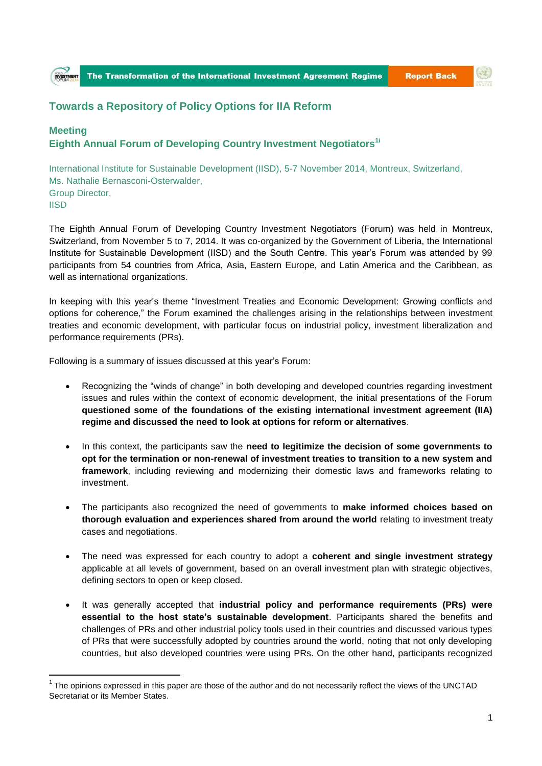# Towards a Repository of Policy Options for IIA Reform

## Meeting
## Eighth Annual Forum of Developing Country Investment Negotiators[1i]

International Institute for Sustainable Development (IISD), 5-7 November 2014, Montreux, Switzerland,
Ms. Nathalie Bernasconi-Osterwalder,
Group Director,
IISD

The Eighth Annual Forum of Developing Country Investment Negotiators (Forum) was held in Montreux, Switzerland, from November 5 to 7, 2014. It was co-organized by the Government of Liberia, the International Institute for Sustainable Development (IISD) and the South Centre. This year's Forum was attended by 99 participants from 54 countries from Africa, Asia, Eastern Europe, and Latin America and the Caribbean, as well as international organizations.

In keeping with this year's theme "Investment Treaties and Economic Development: Growing conflicts and options for coherence," the Forum examined the challenges arising in the relationships between investment treaties and economic development, with particular focus on industrial policy, investment liberalization and performance requirements (PRs).

Following is a summary of issues discussed at this year's Forum:

- Recognizing the "winds of change" in both developing and developed countries regarding investment issues and rules within the context of economic development, the initial presentations of the Forum **questioned some of the foundations of the existing international investment agreement (IIA) regime and discussed the need to look at options for reform or alternatives**.

- In this context, the participants saw the **need to legitimize the decision of some governments to opt for the termination or non-renewal of investment treaties to transition to a new system and framework**, including reviewing and modernizing their domestic laws and frameworks relating to investment.

- The participants also recognized the need of governments to **make informed choices based on thorough evaluation and experiences shared from around the world** relating to investment treaty cases and negotiations.

- The need was expressed for each country to adopt a **coherent and single investment strategy** applicable at all levels of government, based on an overall investment plan with strategic objectives, defining sectors to open or keep closed.

- It was generally accepted that **industrial policy and performance requirements (PRs) were essential to the host state's sustainable development**. Participants shared the benefits and challenges of PRs and other industrial policy tools used in their countries and discussed various types of PRs that were successfully adopted by countries around the world, noting that not only developing countries, but also developed countries were using PRs. On the other hand, participants recognized

---

[1] The opinions expressed in this paper are those of the author and do not necessarily reflect the views of the UNCTAD Secretariat or its Member States.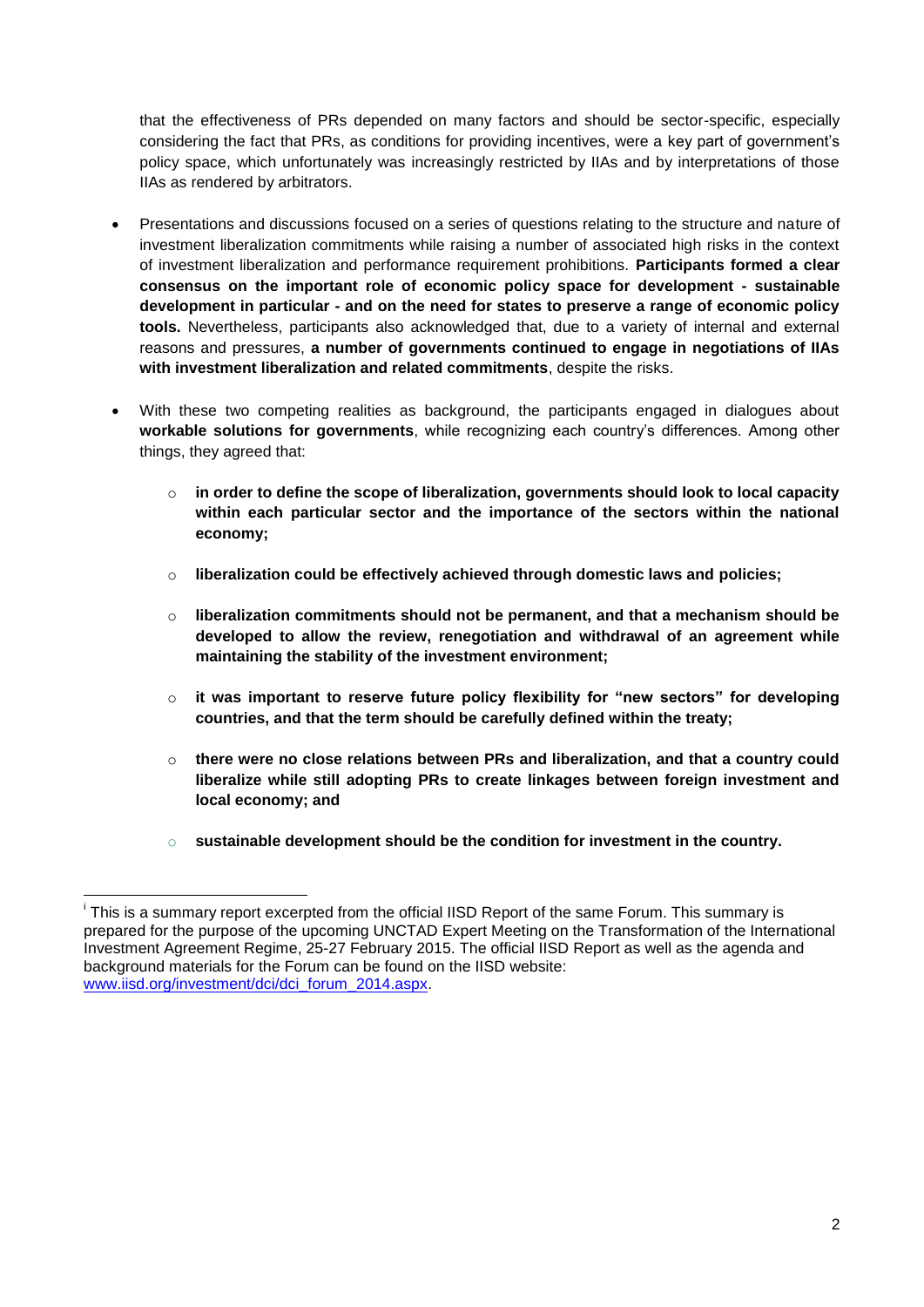that the effectiveness of PRs depended on many factors and should be sector-specific, especially considering the fact that PRs, as conditions for providing incentives, were a key part of government's policy space, which unfortunately was increasingly restricted by IIAs and by interpretations of those IIAs as rendered by arbitrators.

- Presentations and discussions focused on a series of questions relating to the structure and nature of investment liberalization commitments while raising a number of associated high risks in the context of investment liberalization and performance requirement prohibitions. **Participants formed a clear consensus on the important role of economic policy space for development - sustainable development in particular - and on the need for states to preserve a range of economic policy tools.** Nevertheless, participants also acknowledged that, due to a variety of internal and external reasons and pressures, **a number of governments continued to engage in negotiations of IIAs with investment liberalization and related commitments**, despite the risks.

- With these two competing realities as background, the participants engaged in dialogues about **workable solutions for governments**, while recognizing each country's differences. Among other things, they agreed that:

  - **in order to define the scope of liberalization, governments should look to local capacity within each particular sector and the importance of the sectors within the national economy;**

  - **liberalization could be effectively achieved through domestic laws and policies;**

  - **liberalization commitments should not be permanent, and that a mechanism should be developed to allow the review, renegotiation and withdrawal of an agreement while maintaining the stability of the investment environment;**

  - **it was important to reserve future policy flexibility for "new sectors" for developing countries, and that the term should be carefully defined within the treaty;**

  - **there were no close relations between PRs and liberalization, and that a country could liberalize while still adopting PRs to create linkages between foreign investment and local economy; and**

  - **sustainable development should be the condition for investment in the country.**

---

[i] This is a summary report excerpted from the official IISD Report of the same Forum. This summary is prepared for the purpose of the upcoming UNCTAD Expert Meeting on the Transformation of the International Investment Agreement Regime, 25-27 February 2015. The official IISD Report as well as the agenda and background materials for the Forum can be found on the IISD website: www.iisd.org/investment/dci/dci_forum_2014.aspx.